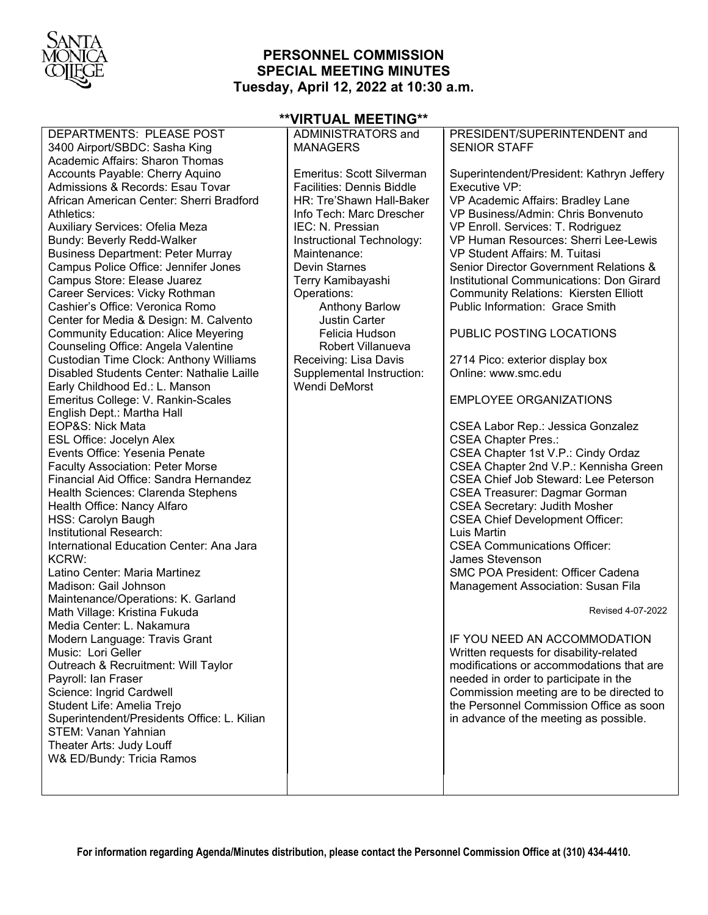# PERSONNEL COMMISSION
## SPECIAL MEETING MINUTES
### Tuesday, April 12, 2022 at 10:30 a.m.

**\*\*VIRTUAL MEETING\*\***

**DEPARTMENTS: PLEASE POST**

3400 Airport/SBDC: Sasha King
Academic Affairs: Sharon Thomas
Accounts Payable: Cherry Aquino
Admissions & Records: Esau Tovar
African American Center: Sherri Bradford
Athletics:
Auxiliary Services: Ofelia Meza
Bundy: Beverly Redd-Walker
Business Department: Peter Murray
Campus Police Office: Jennifer Jones
Campus Store: Elease Juarez
Career Services: Vicky Rothman
Cashier's Office: Veronica Romo
Center for Media & Design: M. Calvento
Community Education: Alice Meyering
Counseling Office: Angela Valentine
Custodian Time Clock: Anthony Williams
Disabled Students Center: Nathalie Laille
Early Childhood Ed.: L. Manson
Emeritus College: V. Rankin-Scales
English Dept.: Martha Hall
EOP&S: Nick Mata
ESL Office: Jocelyn Alex
Events Office: Yesenia Penate
Faculty Association: Peter Morse
Financial Aid Office: Sandra Hernandez
Health Sciences: Clarenda Stephens
Health Office: Nancy Alfaro
HSS: Carolyn Baugh
Institutional Research:
International Education Center: Ana Jara
KCRW:
Latino Center: Maria Martinez
Madison: Gail Johnson
Maintenance/Operations: K. Garland
Math Village: Kristina Fukuda
Media Center: L. Nakamura
Modern Language: Travis Grant
Music: Lori Geller
Outreach & Recruitment: Will Taylor
Payroll: Ian Fraser
Science: Ingrid Cardwell
Student Life: Amelia Trejo
Superintendent/Presidents Office: L. Kilian
STEM: Vanan Yahnian
Theater Arts: Judy Louff
W& ED/Bundy: Tricia Ramos

**ADMINISTRATORS and MANAGERS**

Emeritus: Scott Silverman
Facilities: Dennis Biddle
HR: Tre'Shawn Hall-Baker
Info Tech: Marc Drescher
IEC: N. Pressian
Instructional Technology:
Maintenance:
Devin Starnes
Terry Kamibayashi
Operations:
- Anthony Barlow
- Justin Carter
- Felicia Hudson
- Robert Villanueva

Receiving: Lisa Davis
Supplemental Instruction: Wendi DeMorst

**PRESIDENT/SUPERINTENDENT and SENIOR STAFF**

Superintendent/President: Kathryn Jeffery
Executive VP:
VP Academic Affairs: Bradley Lane
VP Business/Admin: Chris Bonvenuto
VP Enroll. Services: T. Rodriguez
VP Human Resources: Sherri Lee-Lewis
VP Student Affairs: M. Tuitasi
Senior Director Government Relations & Institutional Communications: Don Girard
Community Relations: Kiersten Elliott
Public Information: Grace Smith

**PUBLIC POSTING LOCATIONS**

2714 Pico: exterior display box
Online: www.smc.edu

**EMPLOYEE ORGANIZATIONS**

CSEA Labor Rep.: Jessica Gonzalez
CSEA Chapter Pres.:
CSEA Chapter 1st V.P.: Cindy Ordaz
CSEA Chapter 2nd V.P.: Kennisha Green
CSEA Chief Job Steward: Lee Peterson
CSEA Treasurer: Dagmar Gorman
CSEA Secretary: Judith Mosher
CSEA Chief Development Officer: Luis Martin
CSEA Communications Officer: James Stevenson
SMC POA President: Officer Cadena
Management Association: Susan Fila

Revised 4-07-2022

**IF YOU NEED AN ACCOMMODATION**

Written requests for disability-related modifications or accommodations that are needed in order to participate in the Commission meeting are to be directed to the Personnel Commission Office as soon in advance of the meeting as possible.

**For information regarding Agenda/Minutes distribution, please contact the Personnel Commission Office at (310) 434-4410.**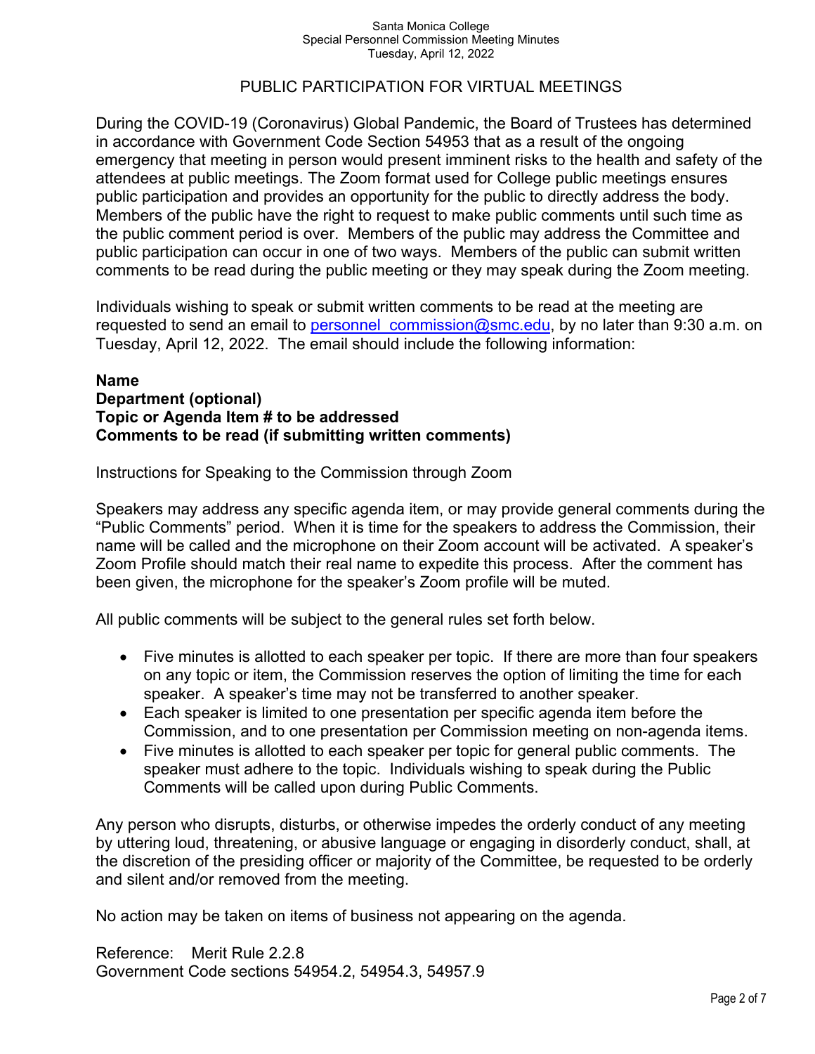## PUBLIC PARTICIPATION FOR VIRTUAL MEETINGS

During the COVID-19 (Coronavirus) Global Pandemic, the Board of Trustees has determined in accordance with Government Code Section 54953 that as a result of the ongoing emergency that meeting in person would present imminent risks to the health and safety of the attendees at public meetings. The Zoom format used for College public meetings ensures public participation and provides an opportunity for the public to directly address the body. Members of the public have the right to request to make public comments until such time as the public comment period is over. Members of the public may address the Committee and public participation can occur in one of two ways. Members of the public can submit written comments to be read during the public meeting or they may speak during the Zoom meeting.

Individuals wishing to speak or submit written comments to be read at the meeting are requested to send an email to personnel_commission@smc.edu, by no later than 9:30 a.m. on Tuesday, April 12, 2022. The email should include the following information:

**Name**
**Department (optional)**
**Topic or Agenda Item # to be addressed**
**Comments to be read (if submitting written comments)**

Instructions for Speaking to the Commission through Zoom

Speakers may address any specific agenda item, or may provide general comments during the "Public Comments" period. When it is time for the speakers to address the Commission, their name will be called and the microphone on their Zoom account will be activated. A speaker's Zoom Profile should match their real name to expedite this process. After the comment has been given, the microphone for the speaker's Zoom profile will be muted.

All public comments will be subject to the general rules set forth below.

- Five minutes is allotted to each speaker per topic. If there are more than four speakers on any topic or item, the Commission reserves the option of limiting the time for each speaker. A speaker's time may not be transferred to another speaker.
- Each speaker is limited to one presentation per specific agenda item before the Commission, and to one presentation per Commission meeting on non-agenda items.
- Five minutes is allotted to each speaker per topic for general public comments. The speaker must adhere to the topic. Individuals wishing to speak during the Public Comments will be called upon during Public Comments.

Any person who disrupts, disturbs, or otherwise impedes the orderly conduct of any meeting by uttering loud, threatening, or abusive language or engaging in disorderly conduct, shall, at the discretion of the presiding officer or majority of the Committee, be requested to be orderly and silent and/or removed from the meeting.

No action may be taken on items of business not appearing on the agenda.

Reference: Merit Rule 2.2.8
Government Code sections 54954.2, 54954.3, 54957.9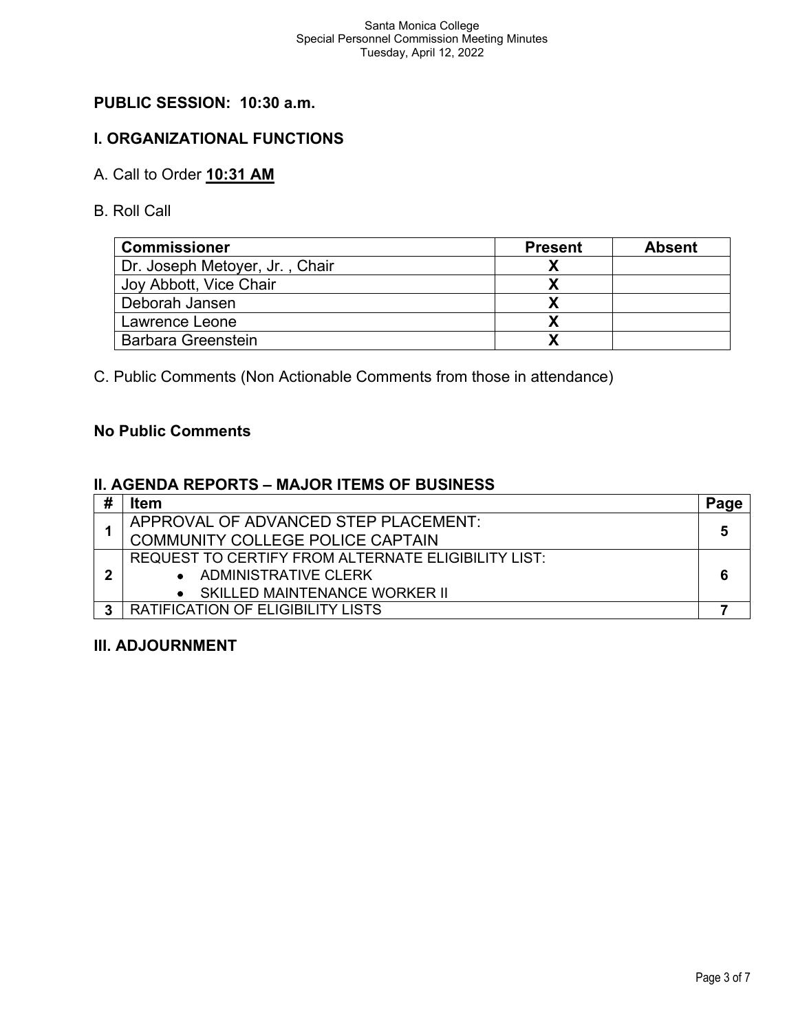## PUBLIC SESSION: 10:30 a.m.

## I. ORGANIZATIONAL FUNCTIONS

A. Call to Order **10:31 AM**

B. Roll Call

| Commissioner | Present | Absent |
|---|---|---|
| Dr. Joseph Metoyer, Jr. , Chair | X | |
| Joy Abbott, Vice Chair | X | |
| Deborah Jansen | X | |
| Lawrence Leone | X | |
| Barbara Greenstein | X | |

C. Public Comments (Non Actionable Comments from those in attendance)

**No Public Comments**

## II. AGENDA REPORTS – MAJOR ITEMS OF BUSINESS

| # | Item | Page |
|---|---|---|
| 1 | APPROVAL OF ADVANCED STEP PLACEMENT: COMMUNITY COLLEGE POLICE CAPTAIN | 5 |
| 2 | REQUEST TO CERTIFY FROM ALTERNATE ELIGIBILITY LIST: • ADMINISTRATIVE CLERK • SKILLED MAINTENANCE WORKER II | 6 |
| 3 | RATIFICATION OF ELIGIBILITY LISTS | 7 |

## III. ADJOURNMENT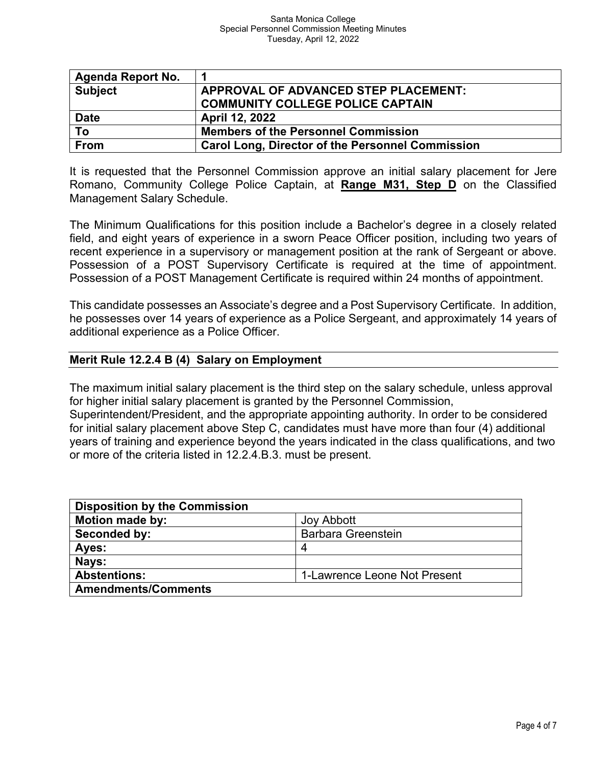| Agenda Report No. | 1 |
|---|---|
| Subject | APPROVAL OF ADVANCED STEP PLACEMENT: COMMUNITY COLLEGE POLICE CAPTAIN |
| Date | April 12, 2022 |
| To | Members of the Personnel Commission |
| From | Carol Long, Director of the Personnel Commission |

It is requested that the Personnel Commission approve an initial salary placement for Jere Romano, Community College Police Captain, at **Range M31, Step D** on the Classified Management Salary Schedule.

The Minimum Qualifications for this position include a Bachelor's degree in a closely related field, and eight years of experience in a sworn Peace Officer position, including two years of recent experience in a supervisory or management position at the rank of Sergeant or above. Possession of a POST Supervisory Certificate is required at the time of appointment. Possession of a POST Management Certificate is required within 24 months of appointment.

This candidate possesses an Associate's degree and a Post Supervisory Certificate. In addition, he possesses over 14 years of experience as a Police Sergeant, and approximately 14 years of additional experience as a Police Officer.

**Merit Rule 12.2.4 B (4) Salary on Employment**

The maximum initial salary placement is the third step on the salary schedule, unless approval for higher initial salary placement is granted by the Personnel Commission, Superintendent/President, and the appropriate appointing authority. In order to be considered for initial salary placement above Step C, candidates must have more than four (4) additional years of training and experience beyond the years indicated in the class qualifications, and two or more of the criteria listed in 12.2.4.B.3. must be present.

| Disposition by the Commission | |
|---|---|
| Motion made by: | Joy Abbott |
| Seconded by: | Barbara Greenstein |
| Ayes: | 4 |
| Nays: | |
| Abstentions: | 1-Lawrence Leone Not Present |
| Amendments/Comments | |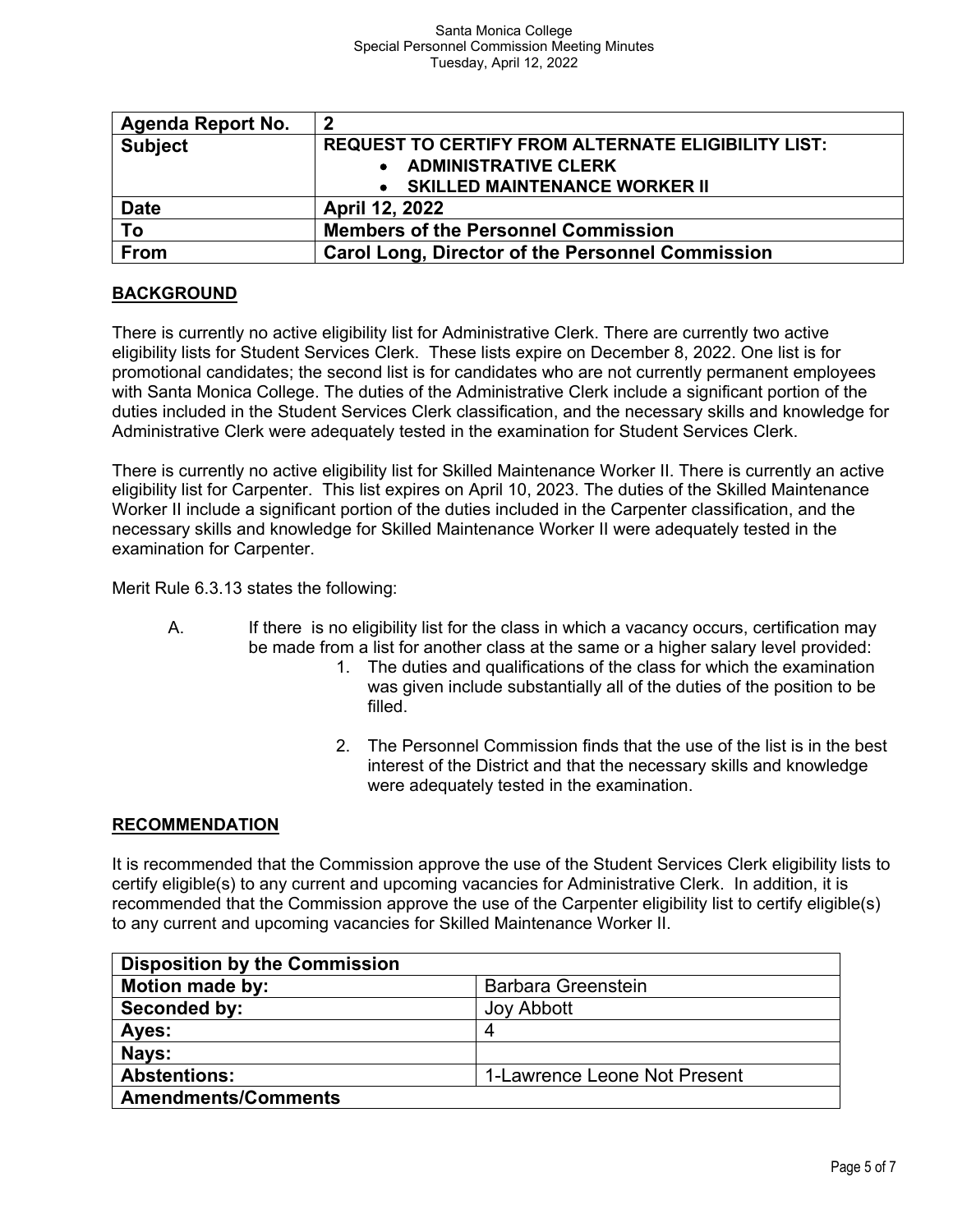| Agenda Report No. | 2 |
| --- | --- |
| Subject | REQUEST TO CERTIFY FROM ALTERNATE ELIGIBILITY LIST: <br>• ADMINISTRATIVE CLERK <br>• SKILLED MAINTENANCE WORKER II |
| Date | April 12, 2022 |
| To | Members of the Personnel Commission |
| From | Carol Long, Director of the Personnel Commission |

## BACKGROUND

There is currently no active eligibility list for Administrative Clerk. There are currently two active eligibility lists for Student Services Clerk. These lists expire on December 8, 2022. One list is for promotional candidates; the second list is for candidates who are not currently permanent employees with Santa Monica College. The duties of the Administrative Clerk include a significant portion of the duties included in the Student Services Clerk classification, and the necessary skills and knowledge for Administrative Clerk were adequately tested in the examination for Student Services Clerk.

There is currently no active eligibility list for Skilled Maintenance Worker II. There is currently an active eligibility list for Carpenter. This list expires on April 10, 2023. The duties of the Skilled Maintenance Worker II include a significant portion of the duties included in the Carpenter classification, and the necessary skills and knowledge for Skilled Maintenance Worker II were adequately tested in the examination for Carpenter.

Merit Rule 6.3.13 states the following:

A. If there is no eligibility list for the class in which a vacancy occurs, certification may be made from a list for another class at the same or a higher salary level provided:

1. The duties and qualifications of the class for which the examination was given include substantially all of the duties of the position to be filled.

2. The Personnel Commission finds that the use of the list is in the best interest of the District and that the necessary skills and knowledge were adequately tested in the examination.

## RECOMMENDATION

It is recommended that the Commission approve the use of the Student Services Clerk eligibility lists to certify eligible(s) to any current and upcoming vacancies for Administrative Clerk. In addition, it is recommended that the Commission approve the use of the Carpenter eligibility list to certify eligible(s) to any current and upcoming vacancies for Skilled Maintenance Worker II.

| Disposition by the Commission | |
| --- | --- |
| Motion made by: | Barbara Greenstein |
| Seconded by: | Joy Abbott |
| Ayes: | 4 |
| Nays: | |
| Abstentions: | 1-Lawrence Leone Not Present |
| Amendments/Comments | |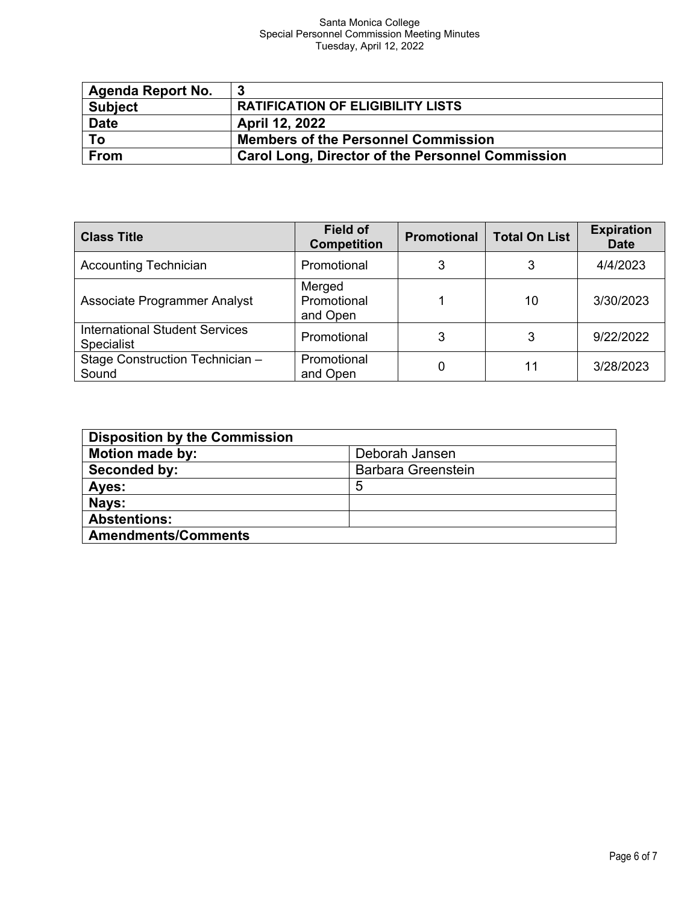| Agenda Report No. | 3 |
|---|---|
| **Subject** | **RATIFICATION OF ELIGIBILITY LISTS** |
| **Date** | **April 12, 2022** |
| **To** | **Members of the Personnel Commission** |
| **From** | **Carol Long, Director of the Personnel Commission** |

| Class Title | Field of Competition | Promotional | Total On List | Expiration Date |
|---|---|---|---|---|
| Accounting Technician | Promotional | 3 | 3 | 4/4/2023 |
| Associate Programmer Analyst | Merged Promotional and Open | 1 | 10 | 3/30/2023 |
| International Student Services Specialist | Promotional | 3 | 3 | 9/22/2022 |
| Stage Construction Technician – Sound | Promotional and Open | 0 | 11 | 3/28/2023 |

| Disposition by the Commission | |
|---|---|
| **Motion made by:** | Deborah Jansen |
| **Seconded by:** | Barbara Greenstein |
| **Ayes:** | 5 |
| **Nays:** | |
| **Abstentions:** | |
| **Amendments/Comments** | |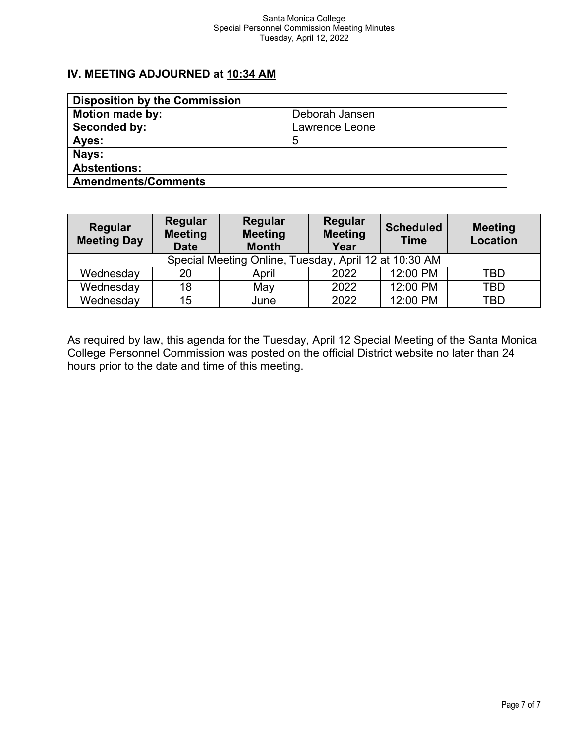## IV. MEETING ADJOURNED at 10:34 AM

| Disposition by the Commission | |
|---|---|
| **Motion made by:** | Deborah Jansen |
| **Seconded by:** | Lawrence Leone |
| **Ayes:** | 5 |
| **Nays:** | |
| **Abstentions:** | |
| **Amendments/Comments** | |

| Regular Meeting Day | Regular Meeting Date | Regular Meeting Month | Regular Meeting Year | Scheduled Time | Meeting Location |
|---|---|---|---|---|---|
| Special Meeting Online, Tuesday, April 12 at 10:30 AM | | | | | |
| Wednesday | 20 | April | 2022 | 12:00 PM | TBD |
| Wednesday | 18 | May | 2022 | 12:00 PM | TBD |
| Wednesday | 15 | June | 2022 | 12:00 PM | TBD |

As required by law, this agenda for the Tuesday, April 12 Special Meeting of the Santa Monica College Personnel Commission was posted on the official District website no later than 24 hours prior to the date and time of this meeting.